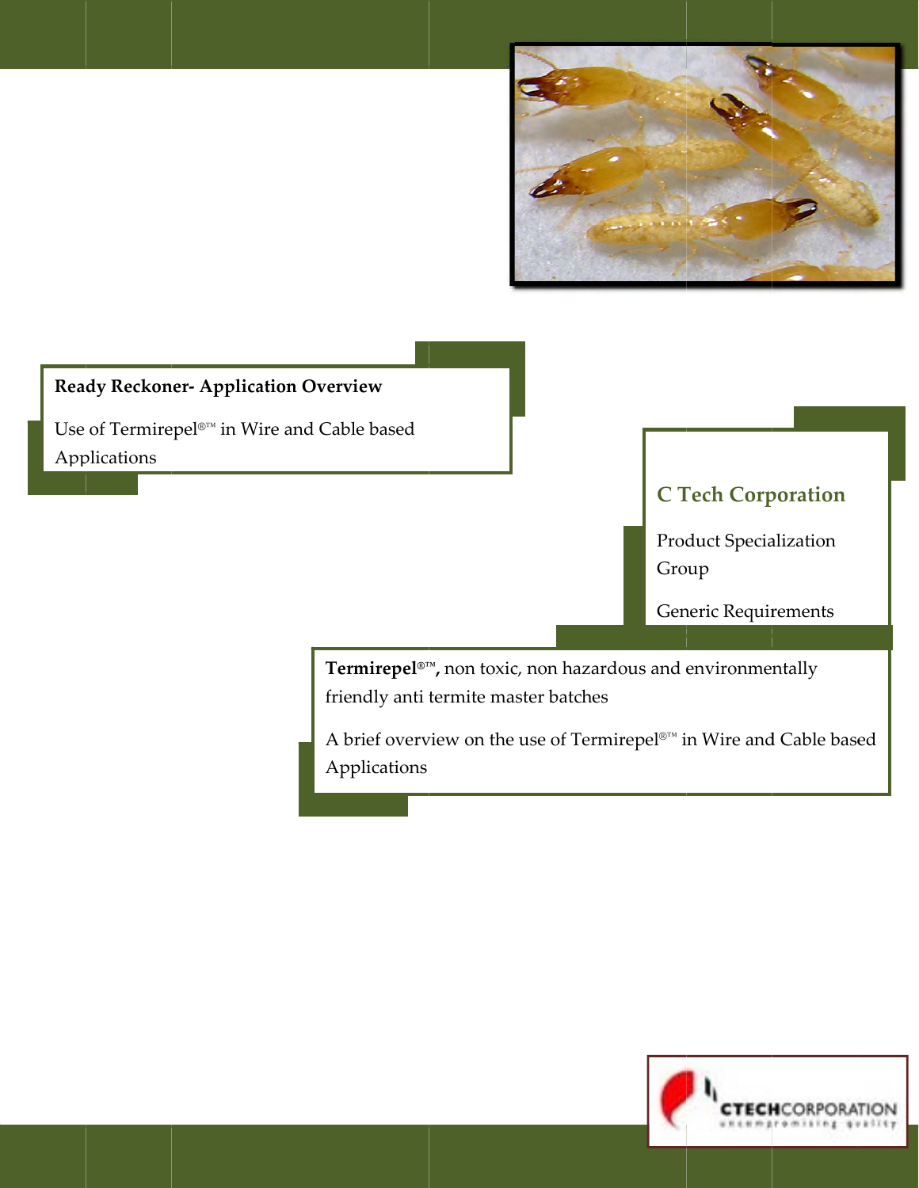**Ready Reckoner- Application Overview**

Use of Termirepel®™ in Wire and Cable based Applications

## C Tech Corporation

Product Specialization Group

Generic Requirements

**Termirepel®™,** non toxic, non hazardous and environmentally friendly anti termite master batches

A brief overview on the use of Termirepel®™ in Wire and Cable based Applications

CTECHCORPORATION
uncompromising quality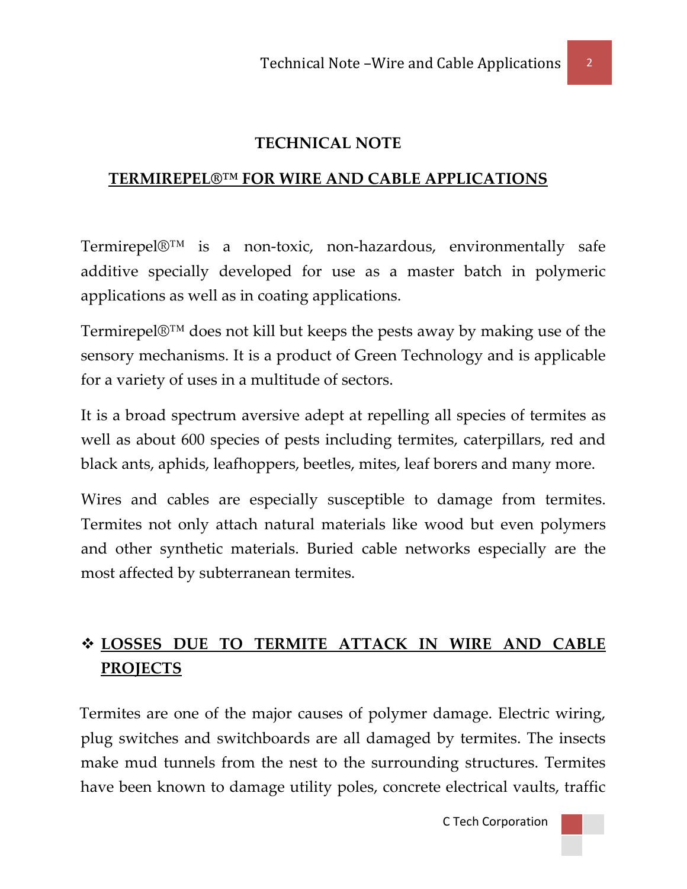# TECHNICAL NOTE

## TERMIREPEL®™ FOR WIRE AND CABLE APPLICATIONS

Termirepel®™ is a non-toxic, non-hazardous, environmentally safe additive specially developed for use as a master batch in polymeric applications as well as in coating applications.

Termirepel®™ does not kill but keeps the pests away by making use of the sensory mechanisms. It is a product of Green Technology and is applicable for a variety of uses in a multitude of sectors.

It is a broad spectrum aversive adept at repelling all species of termites as well as about 600 species of pests including termites, caterpillars, red and black ants, aphids, leafhoppers, beetles, mites, leaf borers and many more.

Wires and cables are especially susceptible to damage from termites. Termites not only attach natural materials like wood but even polymers and other synthetic materials. Buried cable networks especially are the most affected by subterranean termites.

## ❖ LOSSES DUE TO TERMITE ATTACK IN WIRE AND CABLE PROJECTS

Termites are one of the major causes of polymer damage. Electric wiring, plug switches and switchboards are all damaged by termites. The insects make mud tunnels from the nest to the surrounding structures. Termites have been known to damage utility poles, concrete electrical vaults, traffic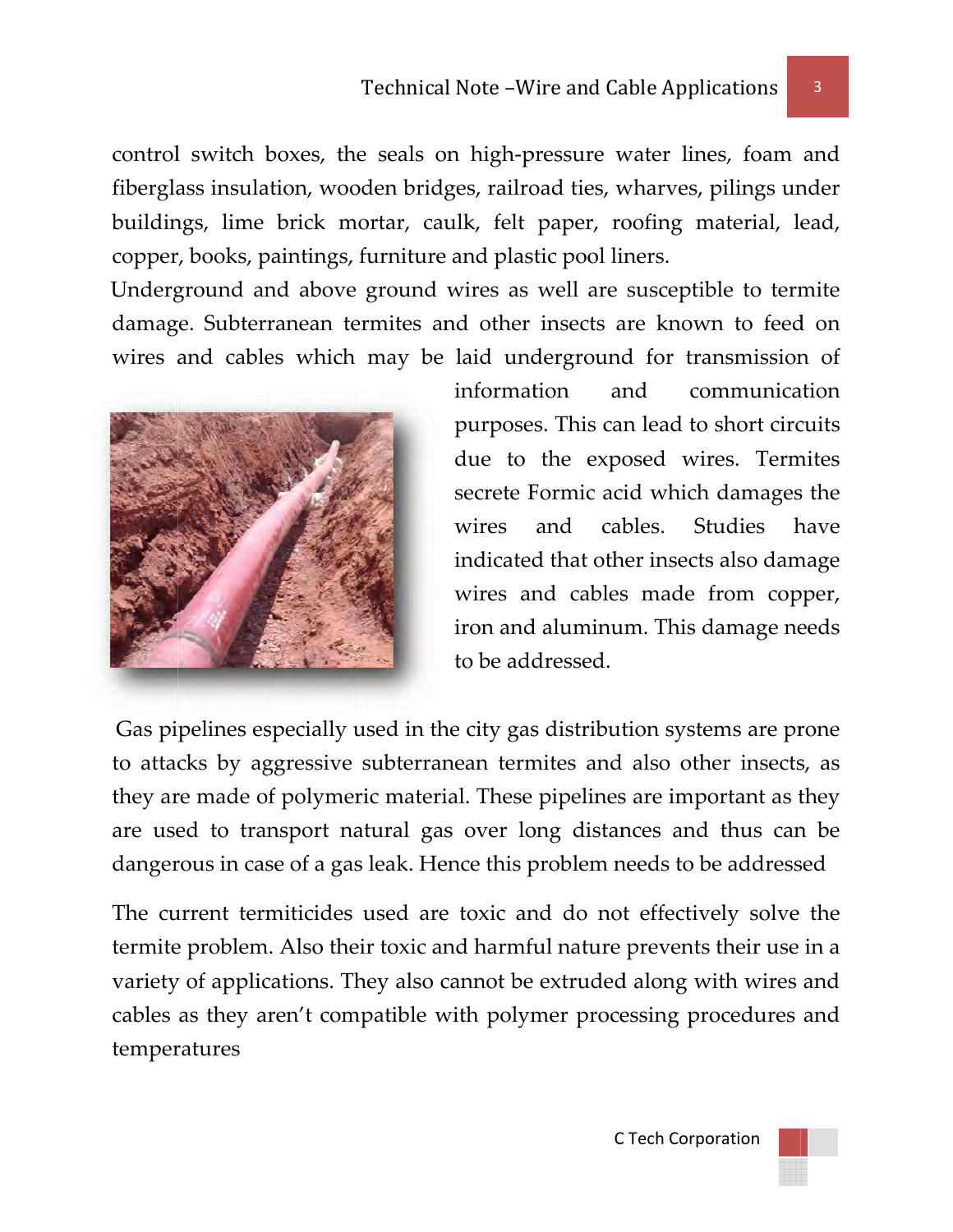control switch boxes, the seals on high-pressure water lines, foam and fiberglass insulation, wooden bridges, railroad ties, wharves, pilings under buildings, lime brick mortar, caulk, felt paper, roofing material, lead, copper, books, paintings, furniture and plastic pool liners.

Underground and above ground wires as well are susceptible to termite damage. Subterranean termites and other insects are known to feed on wires and cables which may be laid underground for transmission of information and communication purposes. This can lead to short circuits due to the exposed wires. Termites secrete Formic acid which damages the wires and cables. Studies have indicated that other insects also damage wires and cables made from copper, iron and aluminum. This damage needs to be addressed.

Gas pipelines especially used in the city gas distribution systems are prone to attacks by aggressive subterranean termites and also other insects, as they are made of polymeric material. These pipelines are important as they are used to transport natural gas over long distances and thus can be dangerous in case of a gas leak. Hence this problem needs to be addressed

The current termiticides used are toxic and do not effectively solve the termite problem. Also their toxic and harmful nature prevents their use in a variety of applications. They also cannot be extruded along with wires and cables as they aren't compatible with polymer processing procedures and temperatures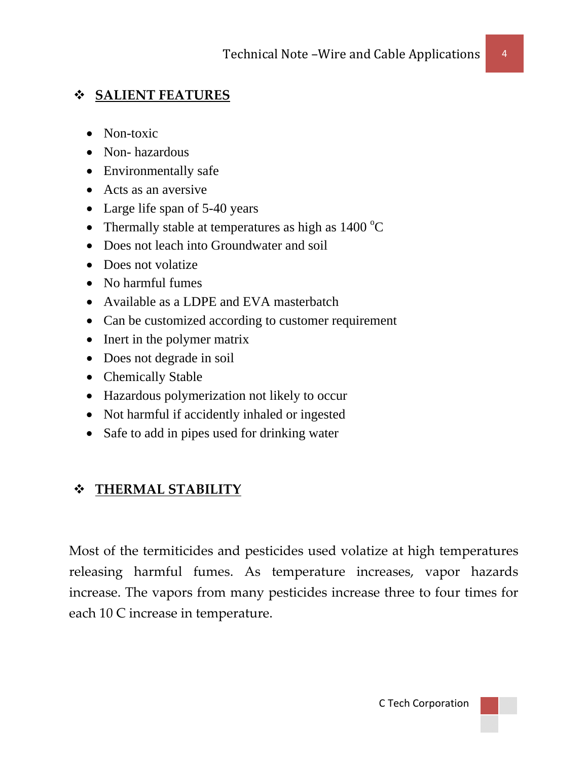## ❖ SALIENT FEATURES

- Non-toxic
- Non- hazardous
- Environmentally safe
- Acts as an aversive
- Large life span of 5-40 years
- Thermally stable at temperatures as high as 1400 $^{o}$C
- Does not leach into Groundwater and soil
- Does not volatize
- No harmful fumes
- Available as a LDPE and EVA masterbatch
- Can be customized according to customer requirement
- Inert in the polymer matrix
- Does not degrade in soil
- Chemically Stable
- Hazardous polymerization not likely to occur
- Not harmful if accidently inhaled or ingested
- Safe to add in pipes used for drinking water

## ❖ THERMAL STABILITY

Most of the termiticides and pesticides used volatize at high temperatures releasing harmful fumes. As temperature increases, vapor hazards increase. The vapors from many pesticides increase three to four times for each 10 C increase in temperature.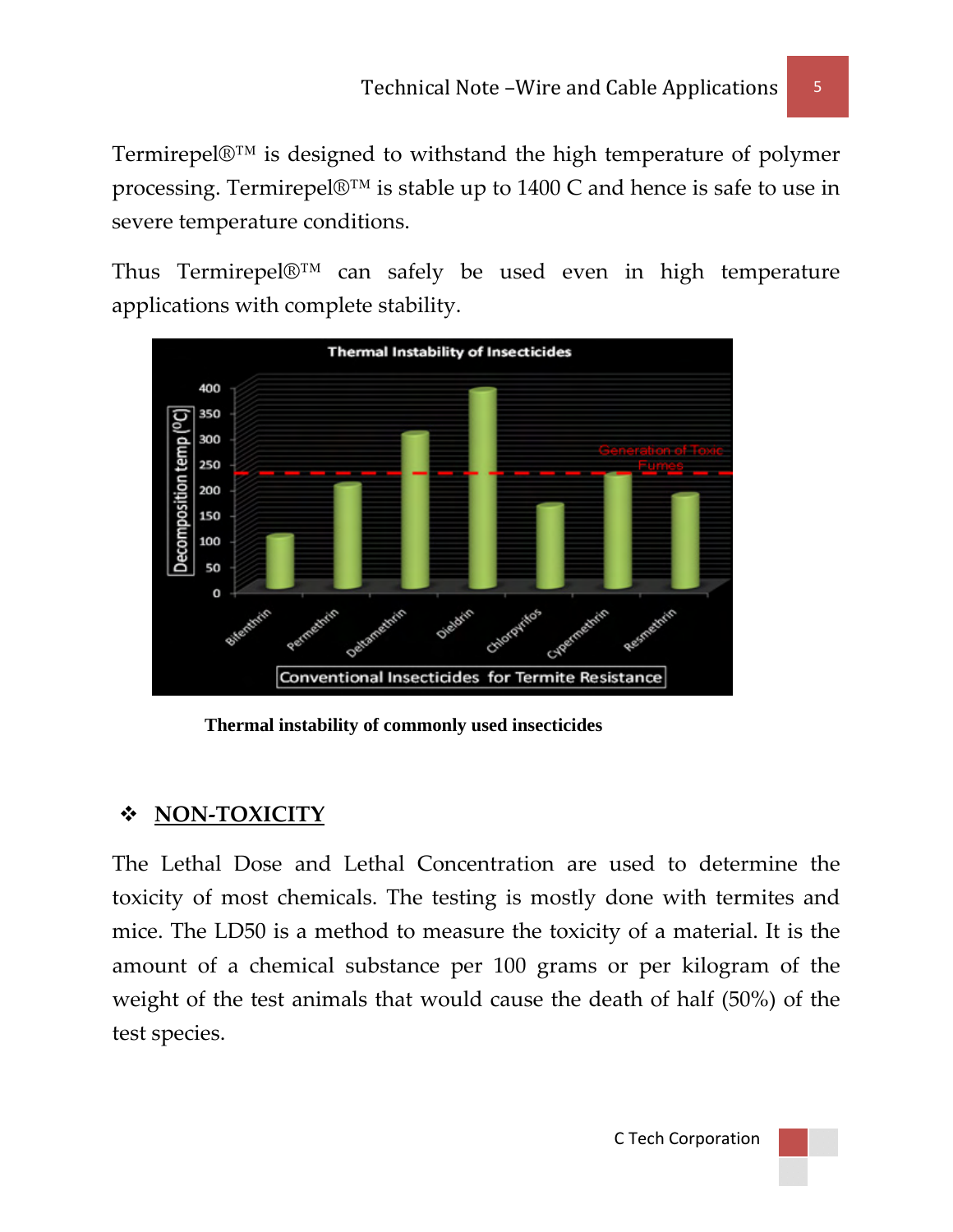Termirepel®™ is designed to withstand the high temperature of polymer processing. Termirepel®™ is stable up to 1400 C and hence is safe to use in severe temperature conditions.

Thus Termirepel®™ can safely be used even in high temperature applications with complete stability.

**Thermal instability of commonly used insecticides**

## ❖ NON-TOXICITY

The Lethal Dose and Lethal Concentration are used to determine the toxicity of most chemicals. The testing is mostly done with termites and mice. The LD50 is a method to measure the toxicity of a material. It is the amount of a chemical substance per 100 grams or per kilogram of the weight of the test animals that would cause the death of half (50%) of the test species.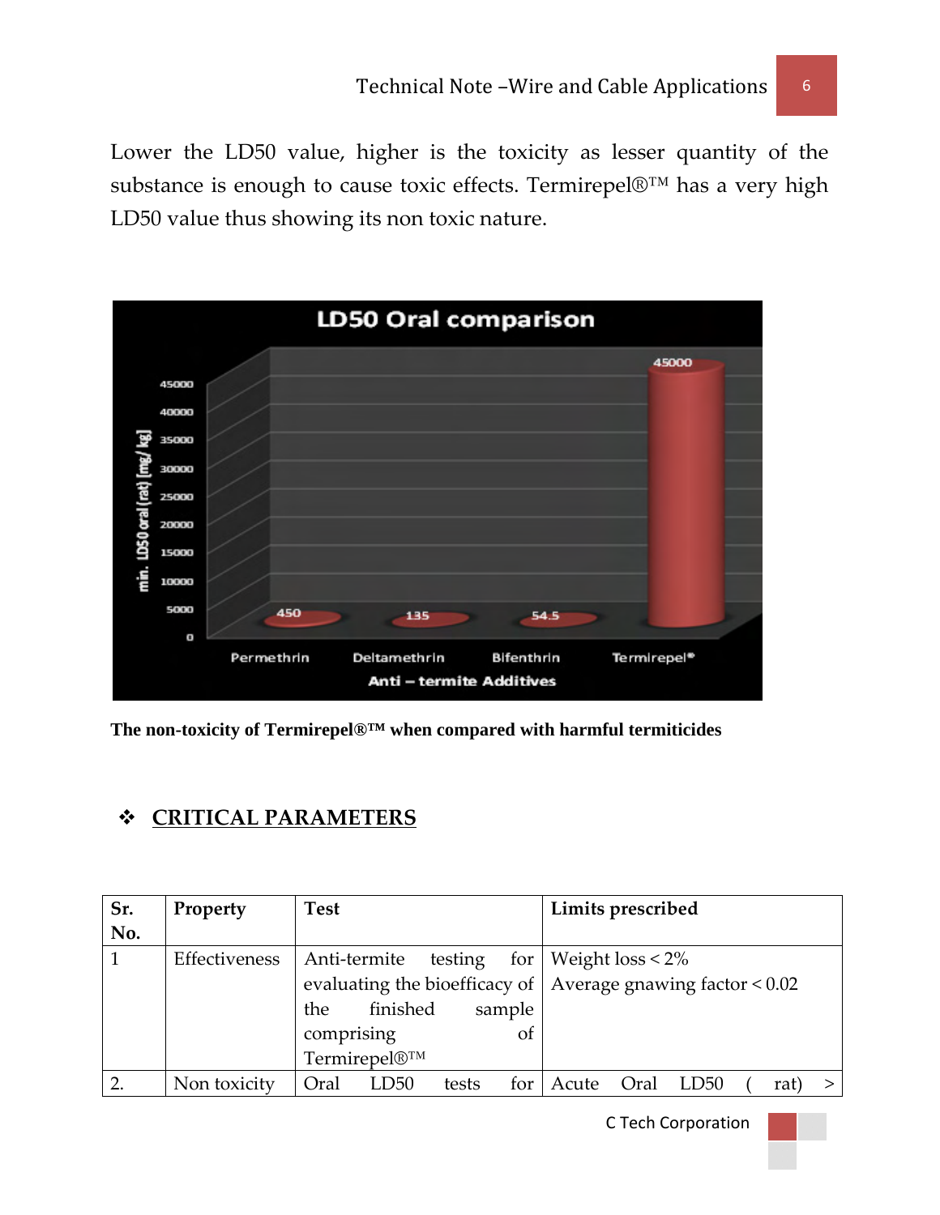Lower the LD50 value, higher is the toxicity as lesser quantity of the substance is enough to cause toxic effects. Termirepel®™ has a very high LD50 value thus showing its non toxic nature.

**The non-toxicity of Termirepel®™ when compared with harmful termiticides**

## ❖ CRITICAL PARAMETERS

| Sr. No. | Property | Test | Limits prescribed |
|---|---|---|---|
| 1 | Effectiveness | Anti-termite testing for evaluating the bioefficacy of the finished sample comprising of Termirepel®™ | Weight loss < 2%<br>Average gnawing factor < 0.02 |
| 2. | Non toxicity | Oral LD50 tests for | Acute Oral LD50 ( rat) > |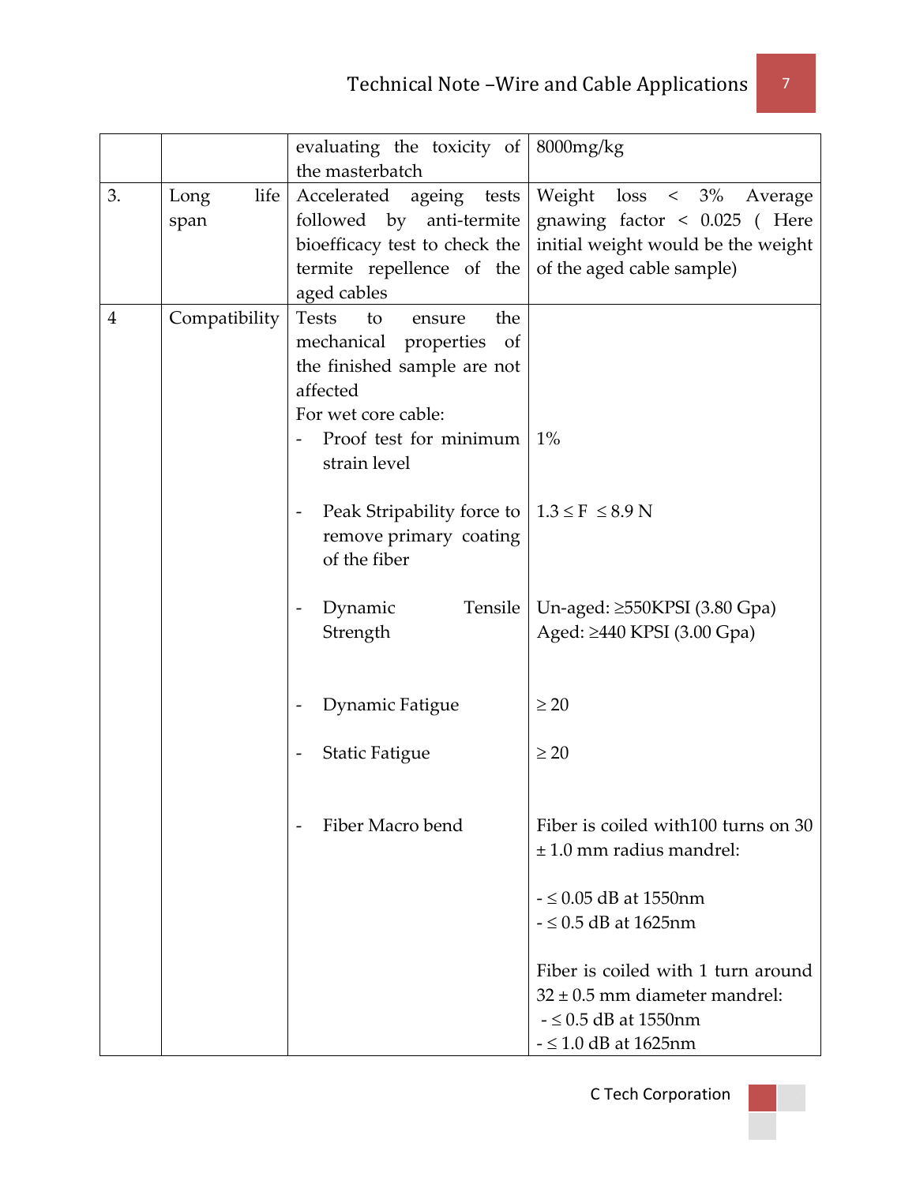| | | | |
|---|---|---|---|
| | | evaluating the toxicity of the masterbatch | 8000mg/kg |
| 3. | Long life span | Accelerated ageing tests followed by anti-termite bioefficacy test to check the termite repellence of the aged cables | Weight loss < 3% Average gnawing factor < 0.025 ( Here initial weight would be the weight of the aged cable sample) |
| 4 | Compatibility | Tests to ensure the mechanical properties of the finished sample are not affected<br>For wet core cable:<br>- Proof test for minimum strain level<br>- Peak Stripability force to remove primary coating of the fiber<br>- Dynamic Tensile Strength<br>- Dynamic Fatigue<br>- Static Fatigue<br>- Fiber Macro bend | <br><br>1%<br>$1.3 \leq F \leq 8.9$ N<br>Un-aged: ≥550KPSI (3.80 Gpa)<br>Aged: ≥440 KPSI (3.00 Gpa)<br>≥ 20<br>≥ 20<br>Fiber is coiled with100 turns on 30 ± 1.0 mm radius mandrel:<br>- ≤ 0.05 dB at 1550nm<br>- ≤ 0.5 dB at 1625nm<br>Fiber is coiled with 1 turn around 32 ± 0.5 mm diameter mandrel:<br>- ≤ 0.5 dB at 1550nm<br>- ≤ 1.0 dB at 1625nm |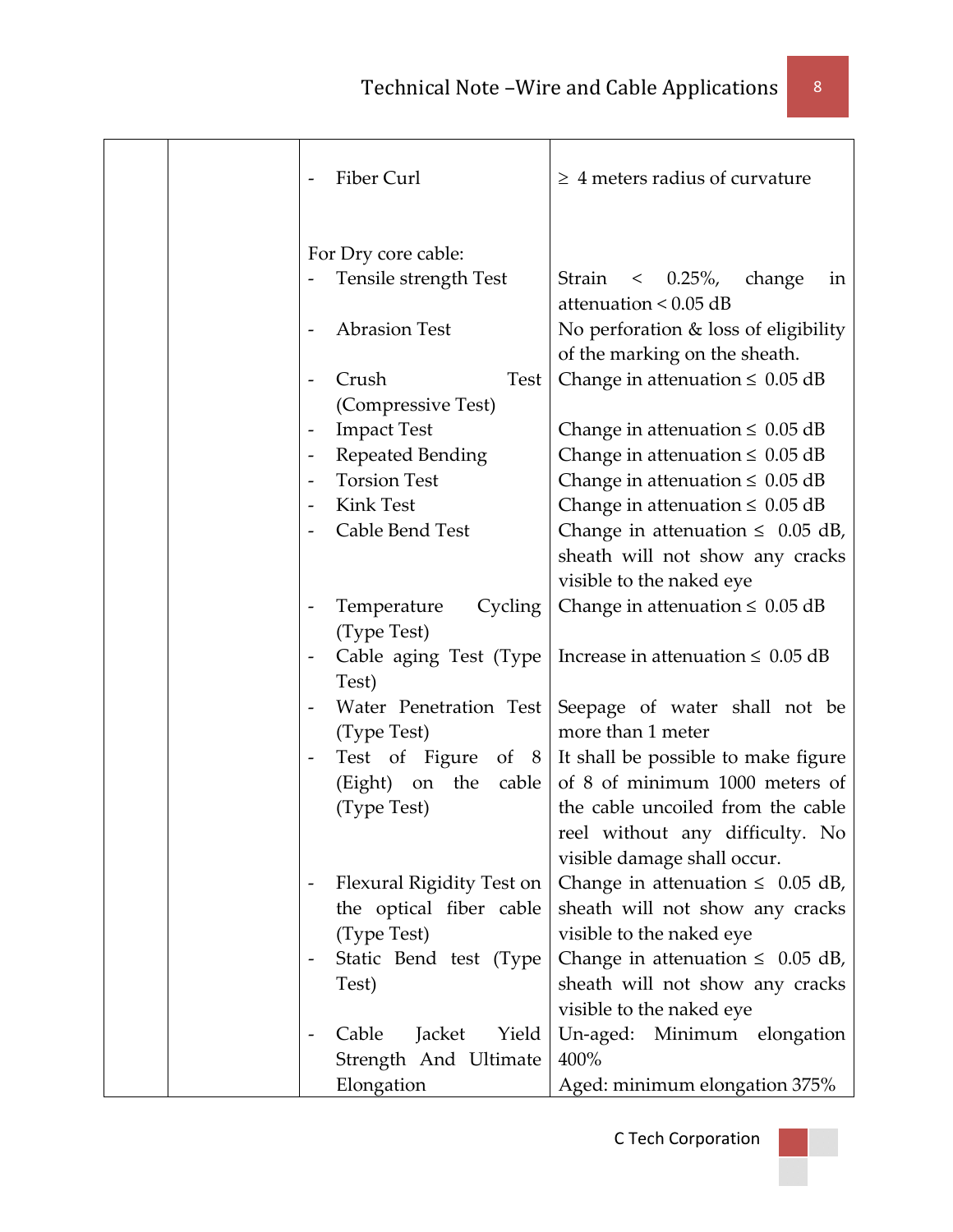|  |  |  |  |
|---|---|---|---|
|  |  | - Fiber Curl | ≥ 4 meters radius of curvature |
|  |  | For Dry core cable: |  |
|  |  | - Tensile strength Test | Strain < 0.25%, change in attenuation < 0.05 dB |
|  |  | - Abrasion Test | No perforation & loss of eligibility of the marking on the sheath. |
|  |  | - Crush Test (Compressive Test) | Change in attenuation ≤ 0.05 dB |
|  |  | - Impact Test | Change in attenuation ≤ 0.05 dB |
|  |  | - Repeated Bending | Change in attenuation ≤ 0.05 dB |
|  |  | - Torsion Test | Change in attenuation ≤ 0.05 dB |
|  |  | - Kink Test | Change in attenuation ≤ 0.05 dB |
|  |  | - Cable Bend Test | Change in attenuation ≤ 0.05 dB, sheath will not show any cracks visible to the naked eye |
|  |  | - Temperature Cycling (Type Test) | Change in attenuation ≤ 0.05 dB |
|  |  | - Cable aging Test (Type Test) | Increase in attenuation ≤ 0.05 dB |
|  |  | - Water Penetration Test (Type Test) | Seepage of water shall not be more than 1 meter |
|  |  | - Test of Figure of 8 (Eight) on the cable (Type Test) | It shall be possible to make figure of 8 of minimum 1000 meters of the cable uncoiled from the cable reel without any difficulty. No visible damage shall occur. |
|  |  | - Flexural Rigidity Test on the optical fiber cable (Type Test) | Change in attenuation ≤ 0.05 dB, sheath will not show any cracks visible to the naked eye |
|  |  | - Static Bend test (Type Test) | Change in attenuation ≤ 0.05 dB, sheath will not show any cracks visible to the naked eye |
|  |  | - Cable Jacket Yield Strength And Ultimate Elongation | Un-aged: Minimum elongation 400%<br>Aged: minimum elongation 375% |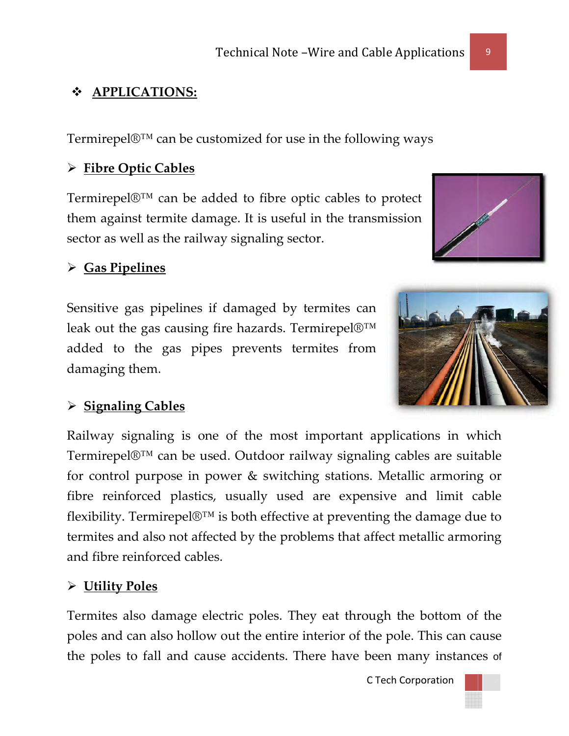## ❖ APPLICATIONS:

Termirepel®™ can be customized for use in the following ways

### ➢ Fibre Optic Cables

Termirepel®™ can be added to fibre optic cables to protect them against termite damage. It is useful in the transmission sector as well as the railway signaling sector.

### ➢ Gas Pipelines

Sensitive gas pipelines if damaged by termites can leak out the gas causing fire hazards. Termirepel®™ added to the gas pipes prevents termites from damaging them.

### ➢ Signaling Cables

Railway signaling is one of the most important applications in which Termirepel®™ can be used. Outdoor railway signaling cables are suitable for control purpose in power & switching stations. Metallic armoring or fibre reinforced plastics, usually used are expensive and limit cable flexibility. Termirepel®™ is both effective at preventing the damage due to termites and also not affected by the problems that affect metallic armoring and fibre reinforced cables.

### ➢ Utility Poles

Termites also damage electric poles. They eat through the bottom of the poles and can also hollow out the entire interior of the pole. This can cause the poles to fall and cause accidents. There have been many instances of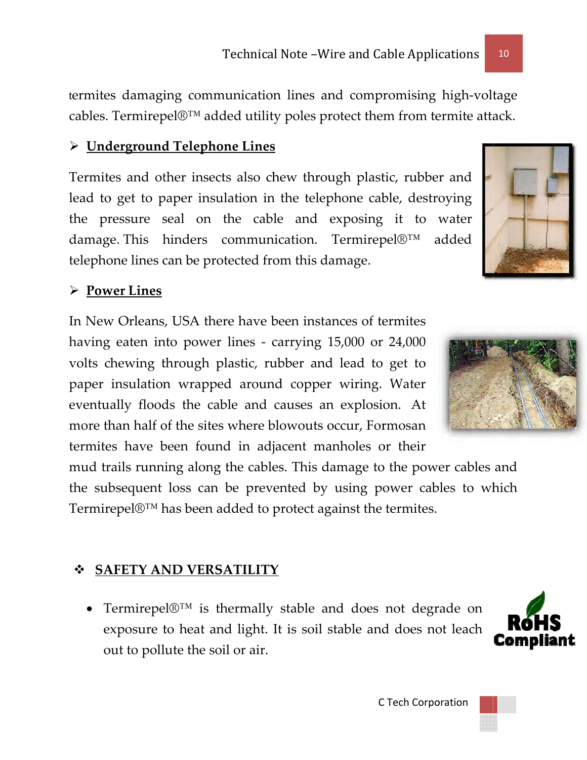termites damaging communication lines and compromising high-voltage cables. Termirepel®™ added utility poles protect them from termite attack.

- **Underground Telephone Lines**

Termites and other insects also chew through plastic, rubber and lead to get to paper insulation in the telephone cable, destroying the pressure seal on the cable and exposing it to water damage. This hinders communication. Termirepel®™ added telephone lines can be protected from this damage.

- **Power Lines**

In New Orleans, USA there have been instances of termites having eaten into power lines - carrying 15,000 or 24,000 volts chewing through plastic, rubber and lead to get to paper insulation wrapped around copper wiring. Water eventually floods the cable and causes an explosion. At more than half of the sites where blowouts occur, Formosan termites have been found in adjacent manholes or their mud trails running along the cables. This damage to the power cables and the subsequent loss can be prevented by using power cables to which Termirepel®™ has been added to protect against the termites.

## SAFETY AND VERSATILITY

- Termirepel®™ is thermally stable and does not degrade on exposure to heat and light. It is soil stable and does not leach out to pollute the soil or air.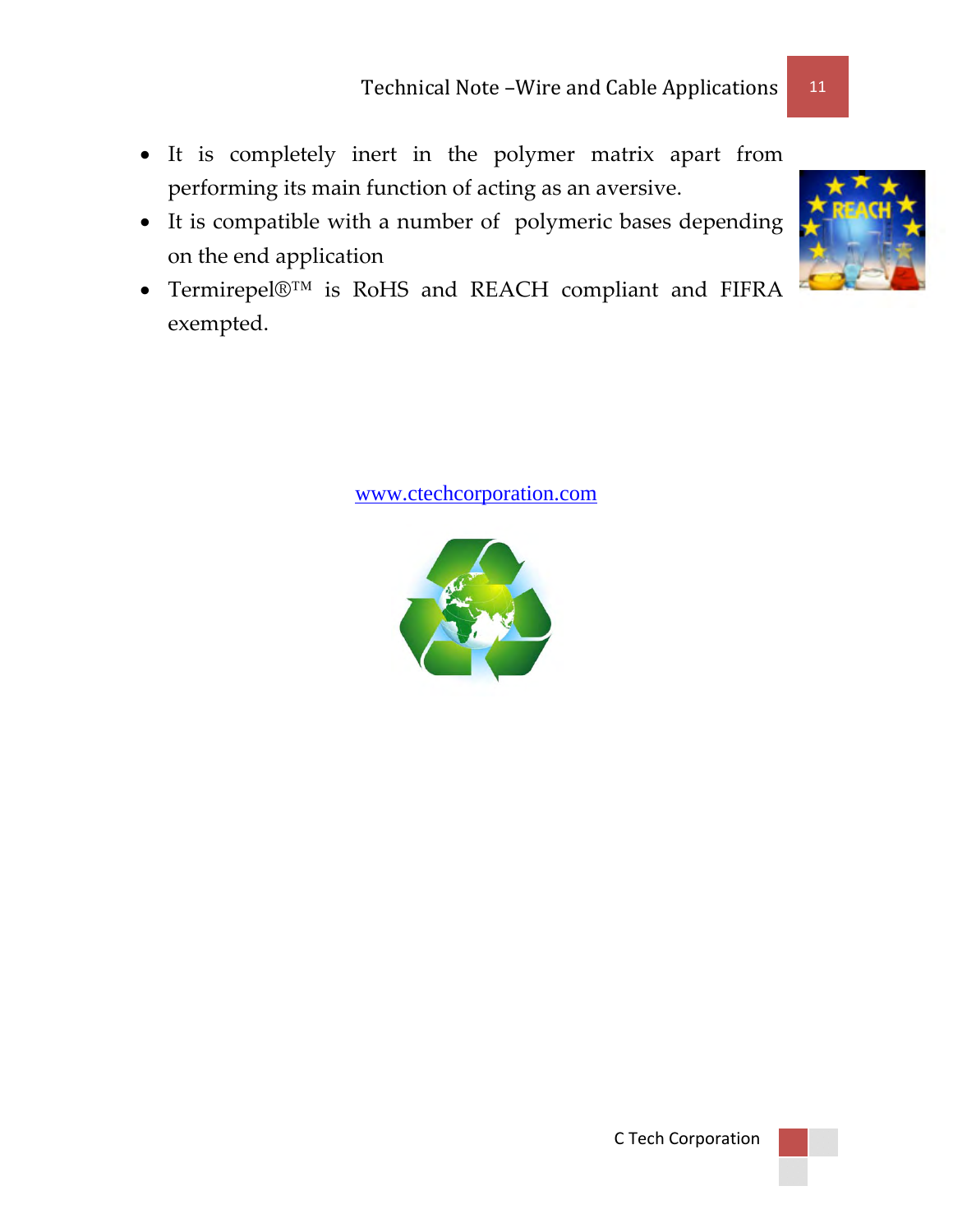- It is completely inert in the polymer matrix apart from performing its main function of acting as an aversive.
- It is compatible with a number of polymeric bases depending on the end application
- Termirepel®™ is RoHS and REACH compliant and FIFRA exempted.

[www.ctechcorporation.com](http://www.ctechcorporation.com)